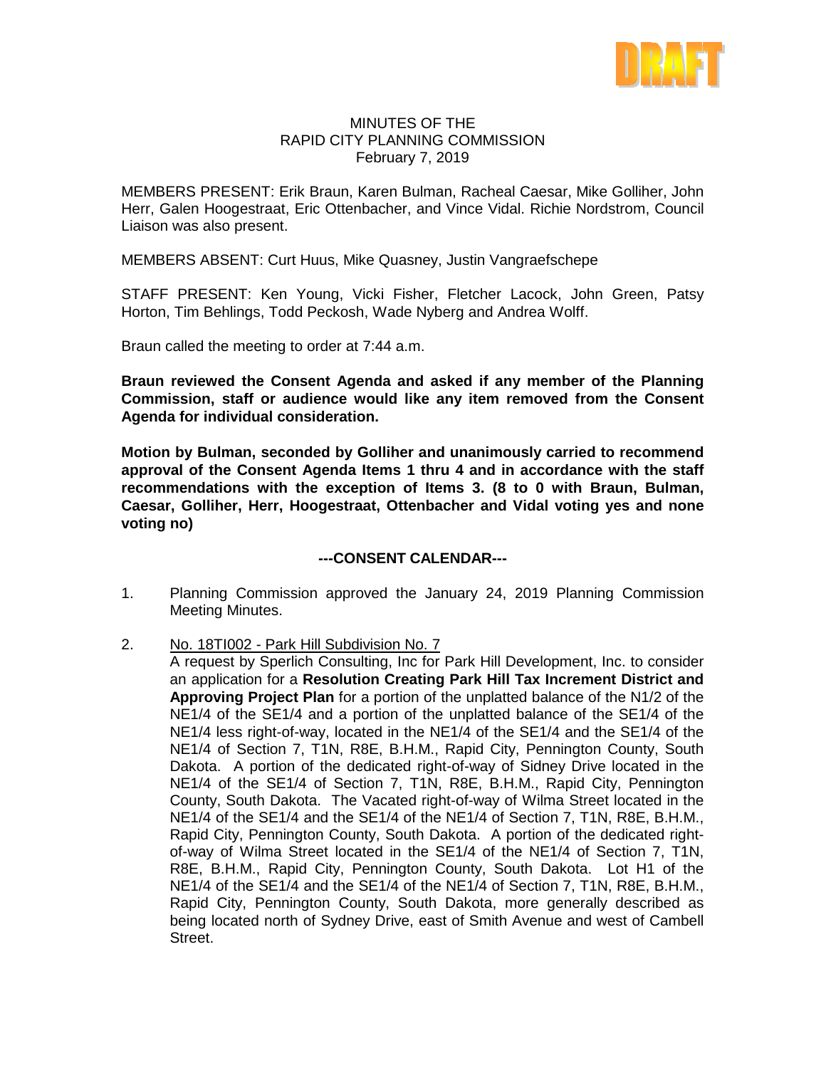DRAFT

# MINUTES OF THE
# RAPID CITY PLANNING COMMISSION
## February 7, 2019

MEMBERS PRESENT: Erik Braun, Karen Bulman, Racheal Caesar, Mike Golliher, John Herr, Galen Hoogestraat, Eric Ottenbacher, and Vince Vidal. Richie Nordstrom, Council Liaison was also present.

MEMBERS ABSENT: Curt Huus, Mike Quasney, Justin Vangraefschepe

STAFF PRESENT: Ken Young, Vicki Fisher, Fletcher Lacock, John Green, Patsy Horton, Tim Behlings, Todd Peckosh, Wade Nyberg and Andrea Wolff.

Braun called the meeting to order at 7:44 a.m.

**Braun reviewed the Consent Agenda and asked if any member of the Planning Commission, staff or audience would like any item removed from the Consent Agenda for individual consideration.**

**Motion by Bulman, seconded by Golliher and unanimously carried to recommend approval of the Consent Agenda Items 1 thru 4 and in accordance with the staff recommendations with the exception of Items 3. (8 to 0 with Braun, Bulman, Caesar, Golliher, Herr, Hoogestraat, Ottenbacher and Vidal voting yes and none voting no)**

**---CONSENT CALENDAR---**

1. Planning Commission approved the January 24, 2019 Planning Commission Meeting Minutes.

2. No. 18TI002 - Park Hill Subdivision No. 7
   A request by Sperlich Consulting, Inc for Park Hill Development, Inc. to consider an application for a **Resolution Creating Park Hill Tax Increment District and Approving Project Plan** for a portion of the unplatted balance of the N1/2 of the NE1/4 of the SE1/4 and a portion of the unplatted balance of the SE1/4 of the NE1/4 less right-of-way, located in the NE1/4 of the SE1/4 and the SE1/4 of the NE1/4 of Section 7, T1N, R8E, B.H.M., Rapid City, Pennington County, South Dakota. A portion of the dedicated right-of-way of Sidney Drive located in the NE1/4 of the SE1/4 of Section 7, T1N, R8E, B.H.M., Rapid City, Pennington County, South Dakota. The Vacated right-of-way of Wilma Street located in the NE1/4 of the SE1/4 and the SE1/4 of the NE1/4 of Section 7, T1N, R8E, B.H.M., Rapid City, Pennington County, South Dakota. A portion of the dedicated right-of-way of Wilma Street located in the SE1/4 of the NE1/4 of Section 7, T1N, R8E, B.H.M., Rapid City, Pennington County, South Dakota. Lot H1 of the NE1/4 of the SE1/4 and the SE1/4 of the NE1/4 of Section 7, T1N, R8E, B.H.M., Rapid City, Pennington County, South Dakota, more generally described as being located north of Sydney Drive, east of Smith Avenue and west of Cambell Street.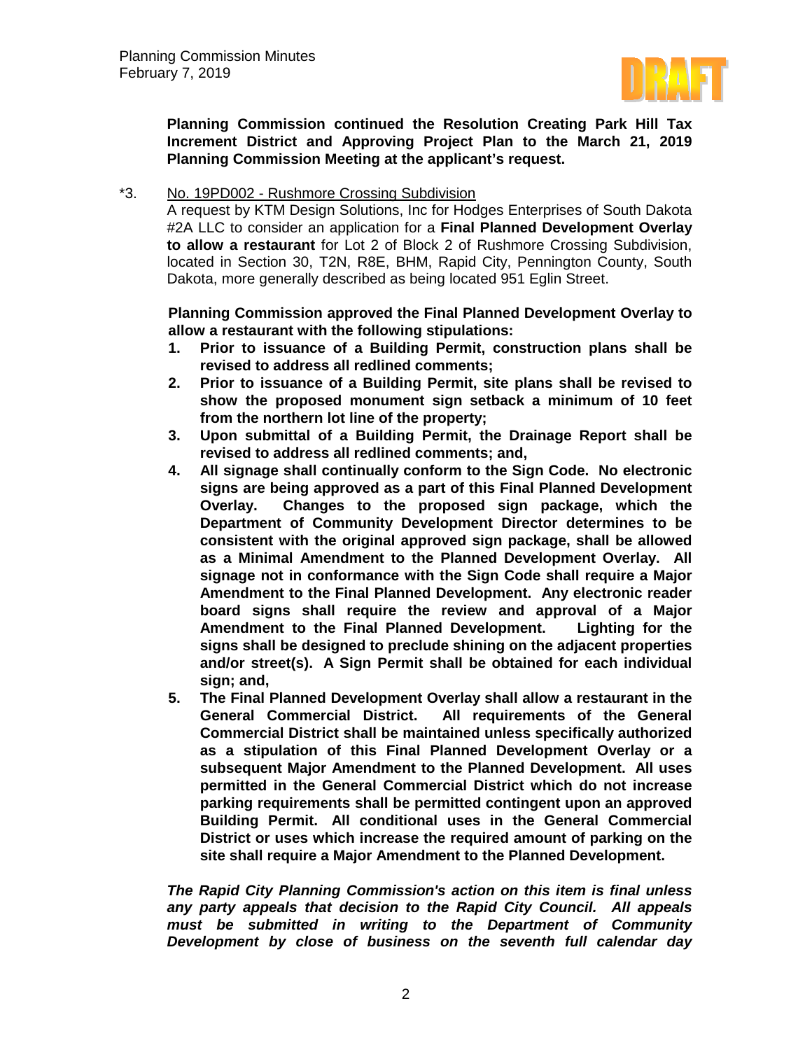**Planning Commission continued the Resolution Creating Park Hill Tax Increment District and Approving Project Plan to the March 21, 2019 Planning Commission Meeting at the applicant's request.**

*3. No. 19PD002 - Rushmore Crossing Subdivision

A request by KTM Design Solutions, Inc for Hodges Enterprises of South Dakota #2A LLC to consider an application for a **Final Planned Development Overlay to allow a restaurant** for Lot 2 of Block 2 of Rushmore Crossing Subdivision, located in Section 30, T2N, R8E, BHM, Rapid City, Pennington County, South Dakota, more generally described as being located 951 Eglin Street.

**Planning Commission approved the Final Planned Development Overlay to allow a restaurant with the following stipulations:**

1. **Prior to issuance of a Building Permit, construction plans shall be revised to address all redlined comments;**
2. **Prior to issuance of a Building Permit, site plans shall be revised to show the proposed monument sign setback a minimum of 10 feet from the northern lot line of the property;**
3. **Upon submittal of a Building Permit, the Drainage Report shall be revised to address all redlined comments; and,**
4. **All signage shall continually conform to the Sign Code. No electronic signs are being approved as a part of this Final Planned Development Overlay. Changes to the proposed sign package, which the Department of Community Development Director determines to be consistent with the original approved sign package, shall be allowed as a Minimal Amendment to the Planned Development Overlay. All signage not in conformance with the Sign Code shall require a Major Amendment to the Final Planned Development. Any electronic reader board signs shall require the review and approval of a Major Amendment to the Final Planned Development. Lighting for the signs shall be designed to preclude shining on the adjacent properties and/or street(s). A Sign Permit shall be obtained for each individual sign; and,**
5. **The Final Planned Development Overlay shall allow a restaurant in the General Commercial District. All requirements of the General Commercial District shall be maintained unless specifically authorized as a stipulation of this Final Planned Development Overlay or a subsequent Major Amendment to the Planned Development. All uses permitted in the General Commercial District which do not increase parking requirements shall be permitted contingent upon an approved Building Permit. All conditional uses in the General Commercial District or uses which increase the required amount of parking on the site shall require a Major Amendment to the Planned Development.**

***The Rapid City Planning Commission's action on this item is final unless any party appeals that decision to the Rapid City Council. All appeals must be submitted in writing to the Department of Community Development by close of business on the seventh full calendar day***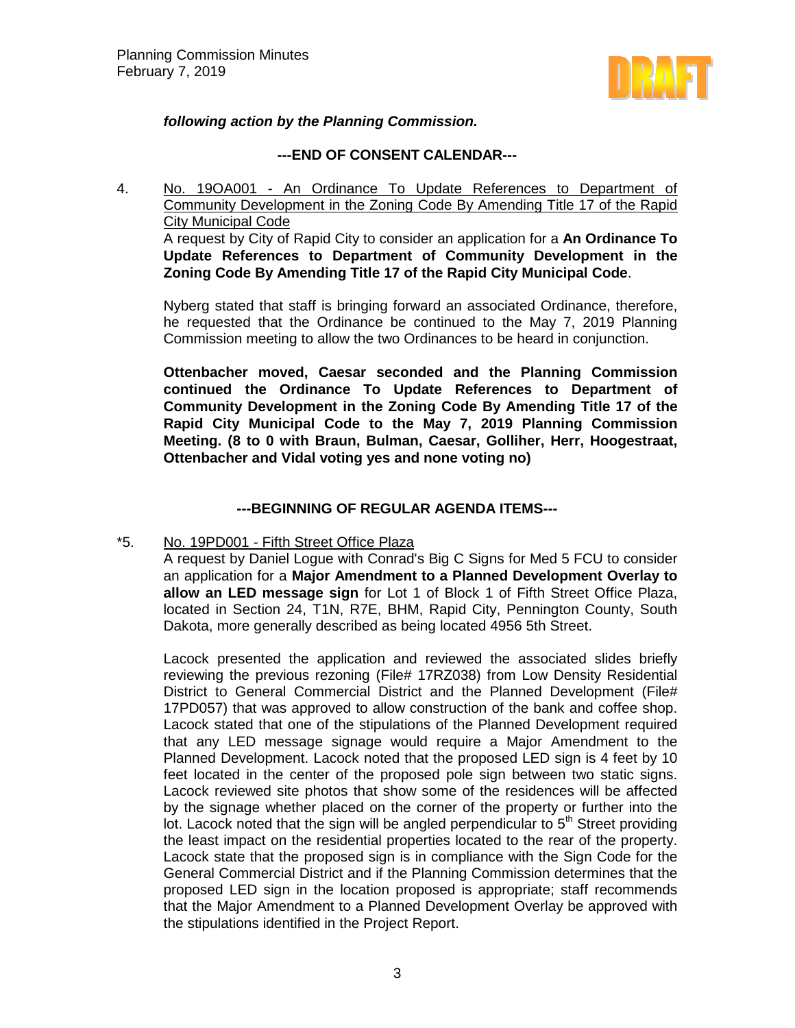***following action by the Planning Commission.***

**---END OF CONSENT CALENDAR---**

4. No. 19OA001 - An Ordinance To Update References to Department of Community Development in the Zoning Code By Amending Title 17 of the Rapid City Municipal Code

   A request by City of Rapid City to consider an application for a **An Ordinance To Update References to Department of Community Development in the Zoning Code By Amending Title 17 of the Rapid City Municipal Code**.

   Nyberg stated that staff is bringing forward an associated Ordinance, therefore, he requested that the Ordinance be continued to the May 7, 2019 Planning Commission meeting to allow the two Ordinances to be heard in conjunction.

   **Ottenbacher moved, Caesar seconded and the Planning Commission continued the Ordinance To Update References to Department of Community Development in the Zoning Code By Amending Title 17 of the Rapid City Municipal Code to the May 7, 2019 Planning Commission Meeting. (8 to 0 with Braun, Bulman, Caesar, Golliher, Herr, Hoogestraat, Ottenbacher and Vidal voting yes and none voting no)**

**---BEGINNING OF REGULAR AGENDA ITEMS---**

*5. No. 19PD001 - Fifth Street Office Plaza

   A request by Daniel Logue with Conrad's Big C Signs for Med 5 FCU to consider an application for a **Major Amendment to a Planned Development Overlay to allow an LED message sign** for Lot 1 of Block 1 of Fifth Street Office Plaza, located in Section 24, T1N, R7E, BHM, Rapid City, Pennington County, South Dakota, more generally described as being located 4956 5th Street.

   Lacock presented the application and reviewed the associated slides briefly reviewing the previous rezoning (File# 17RZ038) from Low Density Residential District to General Commercial District and the Planned Development (File# 17PD057) that was approved to allow construction of the bank and coffee shop. Lacock stated that one of the stipulations of the Planned Development required that any LED message signage would require a Major Amendment to the Planned Development. Lacock noted that the proposed LED sign is 4 feet by 10 feet located in the center of the proposed pole sign between two static signs. Lacock reviewed site photos that show some of the residences will be affected by the signage whether placed on the corner of the property or further into the lot. Lacock noted that the sign will be angled perpendicular to 5th Street providing the least impact on the residential properties located to the rear of the property. Lacock state that the proposed sign is in compliance with the Sign Code for the General Commercial District and if the Planning Commission determines that the proposed LED sign in the location proposed is appropriate; staff recommends that the Major Amendment to a Planned Development Overlay be approved with the stipulations identified in the Project Report.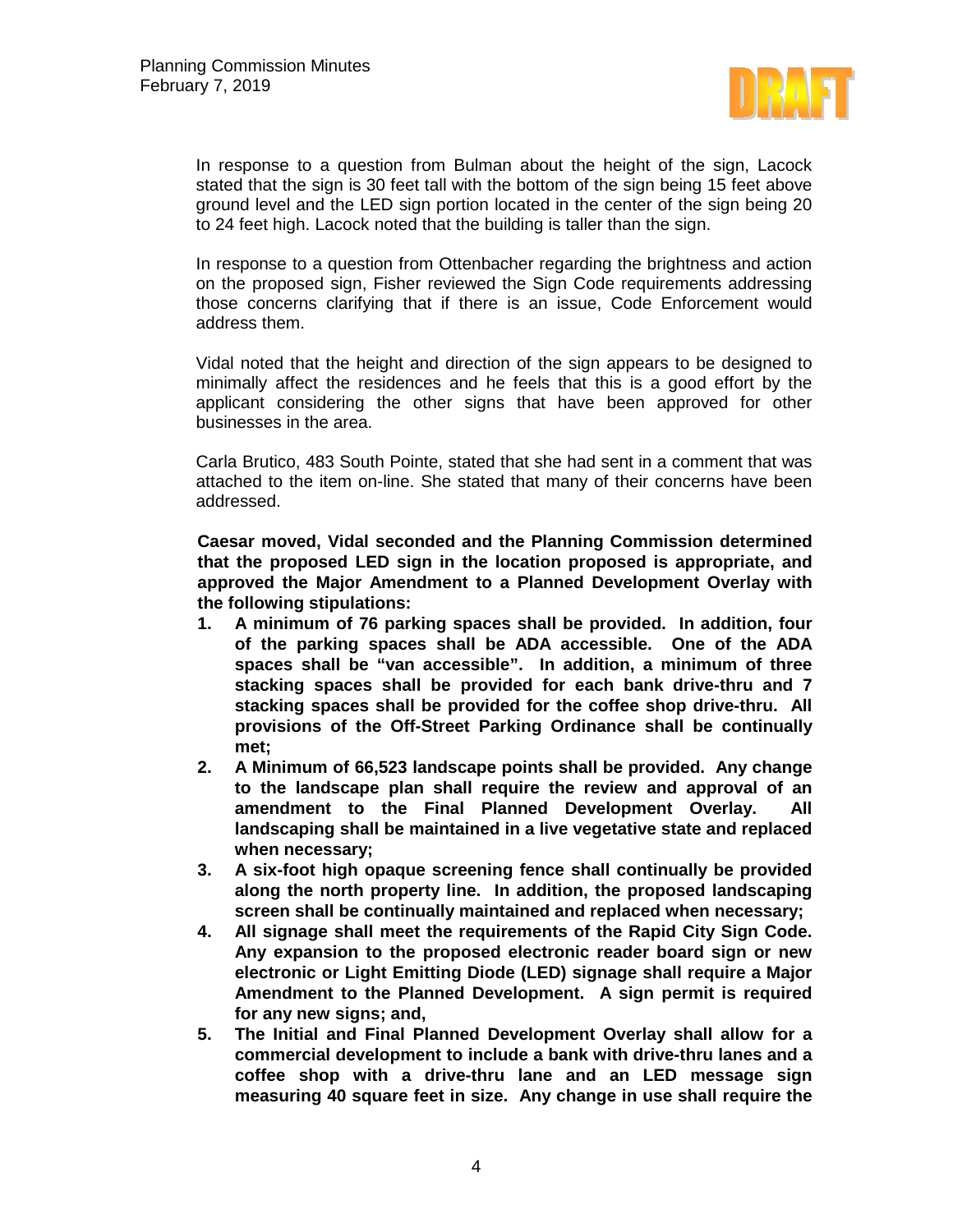In response to a question from Bulman about the height of the sign, Lacock stated that the sign is 30 feet tall with the bottom of the sign being 15 feet above ground level and the LED sign portion located in the center of the sign being 20 to 24 feet high. Lacock noted that the building is taller than the sign.

In response to a question from Ottenbacher regarding the brightness and action on the proposed sign, Fisher reviewed the Sign Code requirements addressing those concerns clarifying that if there is an issue, Code Enforcement would address them.

Vidal noted that the height and direction of the sign appears to be designed to minimally affect the residences and he feels that this is a good effort by the applicant considering the other signs that have been approved for other businesses in the area.

Carla Brutico, 483 South Pointe, stated that she had sent in a comment that was attached to the item on-line. She stated that many of their concerns have been addressed.

**Caesar moved, Vidal seconded and the Planning Commission determined that the proposed LED sign in the location proposed is appropriate, and approved the Major Amendment to a Planned Development Overlay with the following stipulations:**

1. **A minimum of 76 parking spaces shall be provided. In addition, four of the parking spaces shall be ADA accessible. One of the ADA spaces shall be "van accessible". In addition, a minimum of three stacking spaces shall be provided for each bank drive-thru and 7 stacking spaces shall be provided for the coffee shop drive-thru. All provisions of the Off-Street Parking Ordinance shall be continually met;**
2. **A Minimum of 66,523 landscape points shall be provided. Any change to the landscape plan shall require the review and approval of an amendment to the Final Planned Development Overlay. All landscaping shall be maintained in a live vegetative state and replaced when necessary;**
3. **A six-foot high opaque screening fence shall continually be provided along the north property line. In addition, the proposed landscaping screen shall be continually maintained and replaced when necessary;**
4. **All signage shall meet the requirements of the Rapid City Sign Code. Any expansion to the proposed electronic reader board sign or new electronic or Light Emitting Diode (LED) signage shall require a Major Amendment to the Planned Development. A sign permit is required for any new signs; and,**
5. **The Initial and Final Planned Development Overlay shall allow for a commercial development to include a bank with drive-thru lanes and a coffee shop with a drive-thru lane and an LED message sign measuring 40 square feet in size. Any change in use shall require the**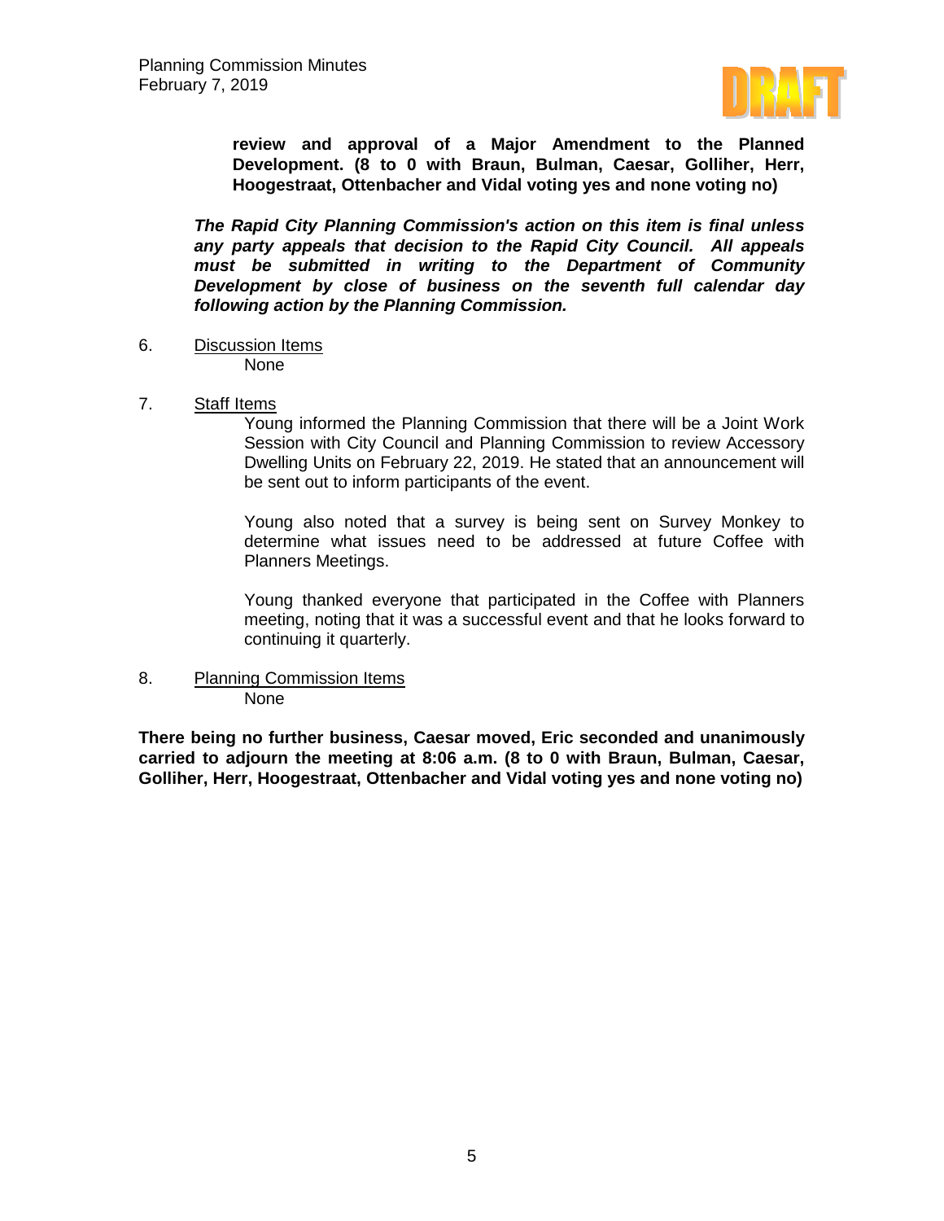**review and approval of a Major Amendment to the Planned Development. (8 to 0 with Braun, Bulman, Caesar, Golliher, Herr, Hoogestraat, Ottenbacher and Vidal voting yes and none voting no)**

***The Rapid City Planning Commission's action on this item is final unless any party appeals that decision to the Rapid City Council. All appeals must be submitted in writing to the Department of Community Development by close of business on the seventh full calendar day following action by the Planning Commission.***

6. Discussion Items

   None

7. Staff Items

   Young informed the Planning Commission that there will be a Joint Work Session with City Council and Planning Commission to review Accessory Dwelling Units on February 22, 2019. He stated that an announcement will be sent out to inform participants of the event.

   Young also noted that a survey is being sent on Survey Monkey to determine what issues need to be addressed at future Coffee with Planners Meetings.

   Young thanked everyone that participated in the Coffee with Planners meeting, noting that it was a successful event and that he looks forward to continuing it quarterly.

8. Planning Commission Items

   None

**There being no further business, Caesar moved, Eric seconded and unanimously carried to adjourn the meeting at 8:06 a.m. (8 to 0 with Braun, Bulman, Caesar, Golliher, Herr, Hoogestraat, Ottenbacher and Vidal voting yes and none voting no)**